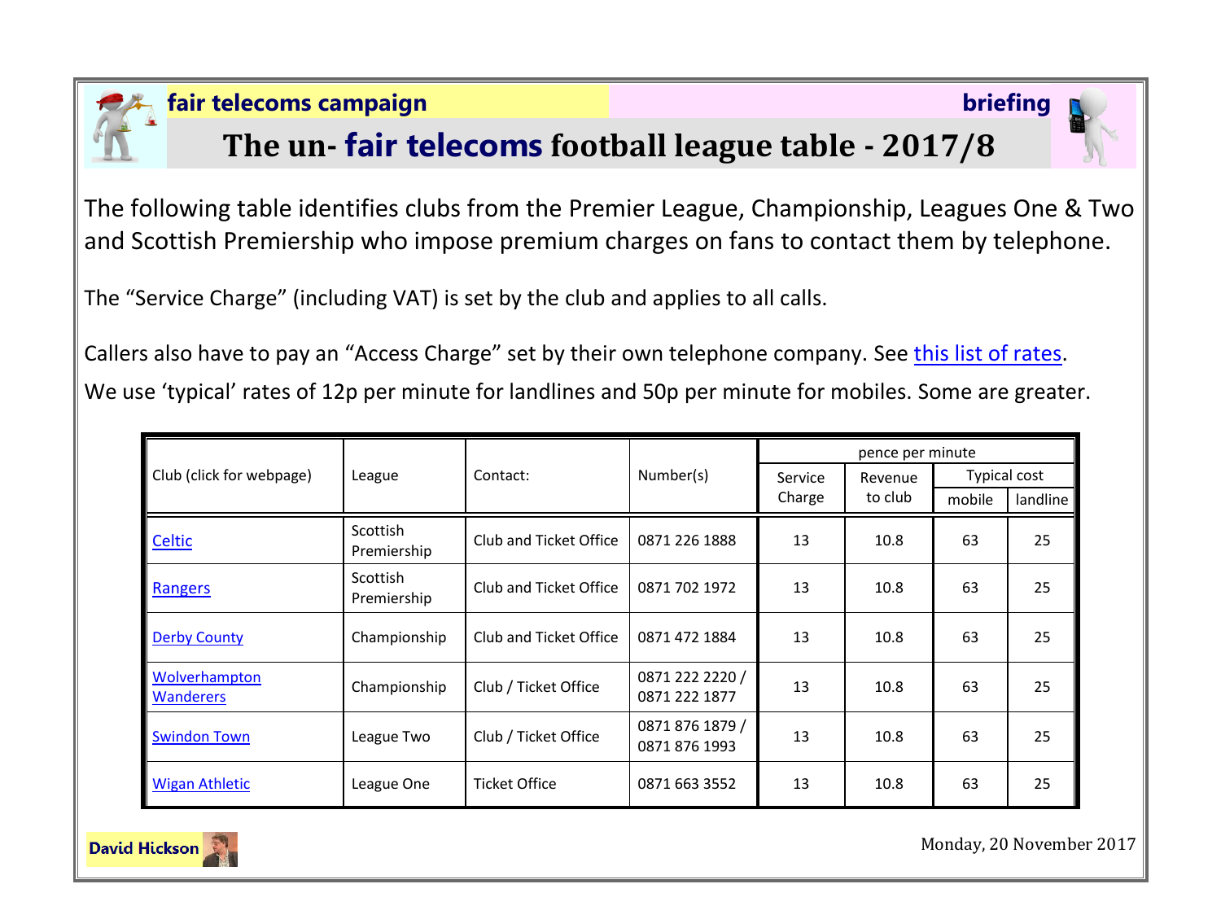**fair telecoms campaign** **briefing**

# The un- fair telecoms football league table - 2017/8

The following table identifies clubs from the Premier League, Championship, Leagues One & Two and Scottish Premiership who impose premium charges on fans to contact them by telephone.

The "Service Charge" (including VAT) is set by the club and applies to all calls.

Callers also have to pay an "Access Charge" set by their own telephone company. See this list of rates.

We use 'typical' rates of 12p per minute for landlines and 50p per minute for mobiles. Some are greater.

| Club (click for webpage) | League | Contact: | Number(s) | pence per minute | | | |
|---|---|---|---|---|---|---|---|
| | | | | Service Charge | Revenue to club | Typical cost | |
| | | | | | | mobile | landline |
| Celtic | Scottish Premiership | Club and Ticket Office | 0871 226 1888 | 13 | 10.8 | 63 | 25 |
| Rangers | Scottish Premiership | Club and Ticket Office | 0871 702 1972 | 13 | 10.8 | 63 | 25 |
| Derby County | Championship | Club and Ticket Office | 0871 472 1884 | 13 | 10.8 | 63 | 25 |
| Wolverhampton Wanderers | Championship | Club / Ticket Office | 0871 222 2220 / 0871 222 1877 | 13 | 10.8 | 63 | 25 |
| Swindon Town | League Two | Club / Ticket Office | 0871 876 1879 / 0871 876 1993 | 13 | 10.8 | 63 | 25 |
| Wigan Athletic | League One | Ticket Office | 0871 663 3552 | 13 | 10.8 | 63 | 25 |

David Hickson

Monday, 20 November 2017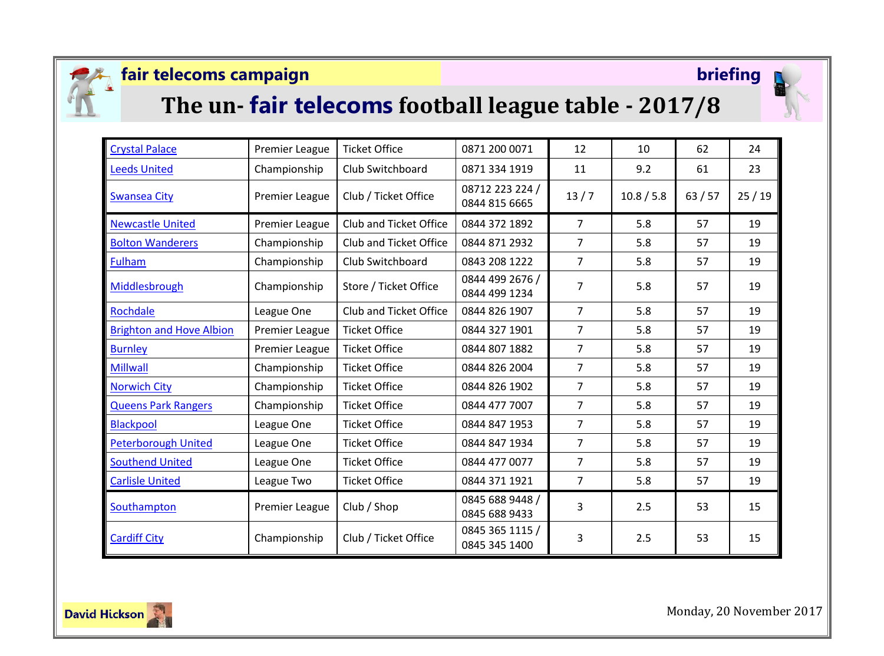**fair telecoms campaign** **briefing**

# The un- fair telecoms football league table - 2017/8

| | | | | | | | |
|---|---|---|---|---|---|---|---|
| Crystal Palace | Premier League | Ticket Office | 0871 200 0071 | 12 | 10 | 62 | 24 |
| Leeds United | Championship | Club Switchboard | 0871 334 1919 | 11 | 9.2 | 61 | 23 |
| Swansea City | Premier League | Club / Ticket Office | 08712 223 224 / 0844 815 6665 | 13 / 7 | 10.8 / 5.8 | 63 / 57 | 25 / 19 |
| Newcastle United | Premier League | Club and Ticket Office | 0844 372 1892 | 7 | 5.8 | 57 | 19 |
| Bolton Wanderers | Championship | Club and Ticket Office | 0844 871 2932 | 7 | 5.8 | 57 | 19 |
| Fulham | Championship | Club Switchboard | 0843 208 1222 | 7 | 5.8 | 57 | 19 |
| Middlesbrough | Championship | Store / Ticket Office | 0844 499 2676 / 0844 499 1234 | 7 | 5.8 | 57 | 19 |
| Rochdale | League One | Club and Ticket Office | 0844 826 1907 | 7 | 5.8 | 57 | 19 |
| Brighton and Hove Albion | Premier League | Ticket Office | 0844 327 1901 | 7 | 5.8 | 57 | 19 |
| Burnley | Premier League | Ticket Office | 0844 807 1882 | 7 | 5.8 | 57 | 19 |
| Millwall | Championship | Ticket Office | 0844 826 2004 | 7 | 5.8 | 57 | 19 |
| Norwich City | Championship | Ticket Office | 0844 826 1902 | 7 | 5.8 | 57 | 19 |
| Queens Park Rangers | Championship | Ticket Office | 0844 477 7007 | 7 | 5.8 | 57 | 19 |
| Blackpool | League One | Ticket Office | 0844 847 1953 | 7 | 5.8 | 57 | 19 |
| Peterborough United | League One | Ticket Office | 0844 847 1934 | 7 | 5.8 | 57 | 19 |
| Southend United | League One | Ticket Office | 0844 477 0077 | 7 | 5.8 | 57 | 19 |
| Carlisle United | League Two | Ticket Office | 0844 371 1921 | 7 | 5.8 | 57 | 19 |
| Southampton | Premier League | Club / Shop | 0845 688 9448 / 0845 688 9433 | 3 | 2.5 | 53 | 15 |
| Cardiff City | Championship | Club / Ticket Office | 0845 365 1115 / 0845 345 1400 | 3 | 2.5 | 53 | 15 |

David Hickson

Monday, 20 November 2017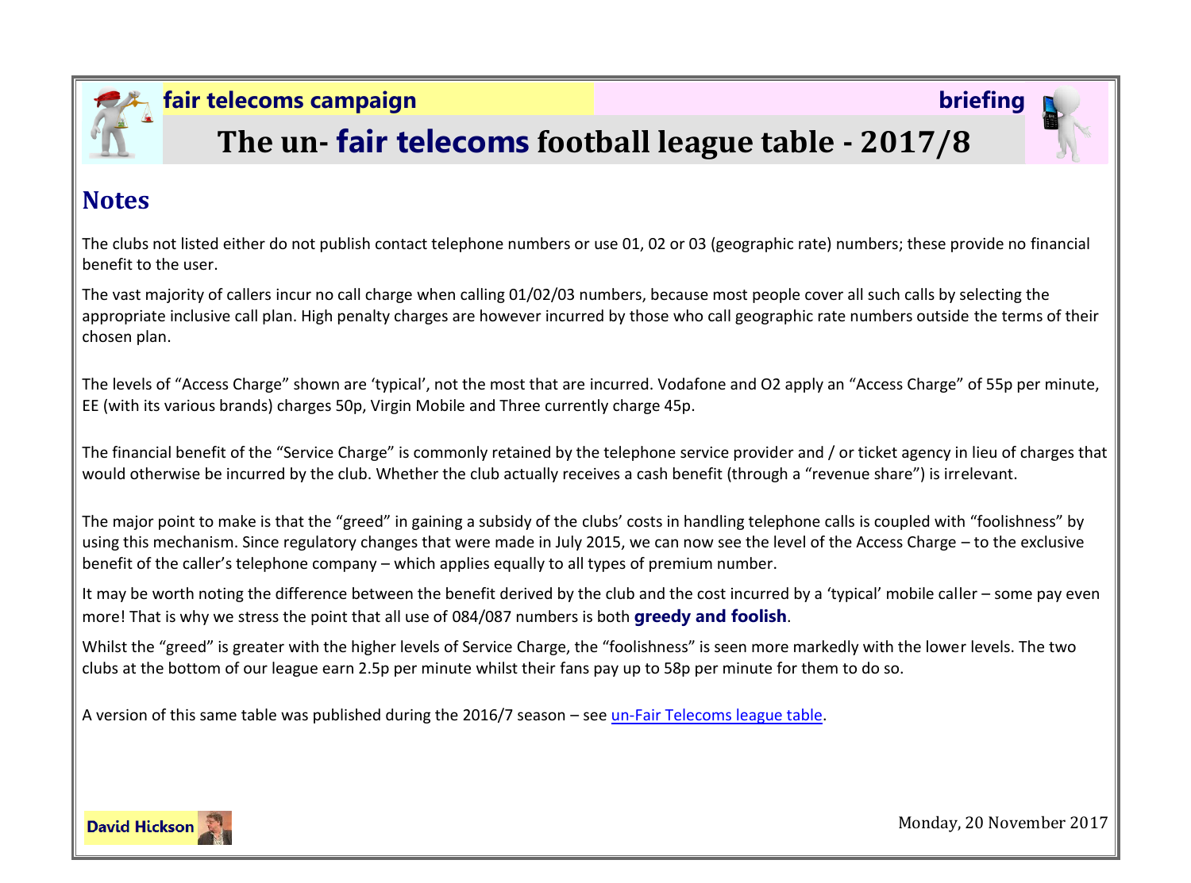fair telecoms campaign — briefing

# The un- fair telecoms football league table - 2017/8

## Notes

The clubs not listed either do not publish contact telephone numbers or use 01, 02 or 03 (geographic rate) numbers; these provide no financial benefit to the user.

The vast majority of callers incur no call charge when calling 01/02/03 numbers, because most people cover all such calls by selecting the appropriate inclusive call plan. High penalty charges are however incurred by those who call geographic rate numbers outside the terms of their chosen plan.

The levels of "Access Charge" shown are 'typical', not the most that are incurred. Vodafone and O2 apply an "Access Charge" of 55p per minute, EE (with its various brands) charges 50p, Virgin Mobile and Three currently charge 45p.

The financial benefit of the "Service Charge" is commonly retained by the telephone service provider and / or ticket agency in lieu of charges that would otherwise be incurred by the club. Whether the club actually receives a cash benefit (through a "revenue share") is irrelevant.

The major point to make is that the "greed" in gaining a subsidy of the clubs' costs in handling telephone calls is coupled with "foolishness" by using this mechanism. Since regulatory changes that were made in July 2015, we can now see the level of the Access Charge – to the exclusive benefit of the caller's telephone company – which applies equally to all types of premium number.

It may be worth noting the difference between the benefit derived by the club and the cost incurred by a 'typical' mobile caller – some pay even more! That is why we stress the point that all use of 084/087 numbers is both **greedy and foolish**.

Whilst the "greed" is greater with the higher levels of Service Charge, the "foolishness" is seen more markedly with the lower levels. The two clubs at the bottom of our league earn 2.5p per minute whilst their fans pay up to 58p per minute for them to do so.

A version of this same table was published during the 2016/7 season – see [un-Fair Telecoms league table](un-Fair Telecoms league table).

David Hickson

Monday, 20 November 2017